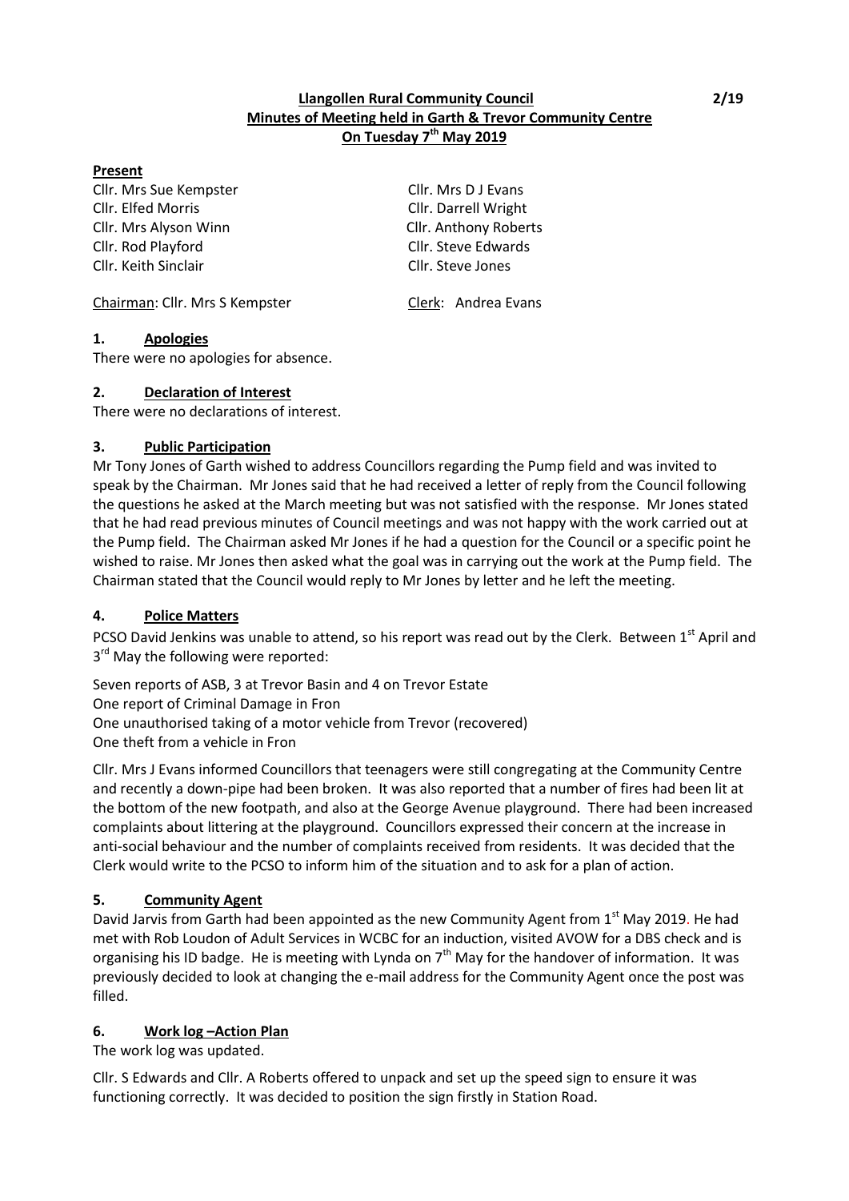# Llangollen Rural Community Council

## Minutes of Meeting held in Garth & Trevor Community Centre

## On Tuesday 7th May 2019

2/19

**Present**

Cllr. Mrs Sue Kempster
Cllr. Elfed Morris
Cllr. Mrs Alyson Winn
Cllr. Rod Playford
Cllr. Keith Sinclair
Cllr. Mrs D J Evans
Cllr. Darrell Wright
Cllr. Anthony Roberts
Cllr. Steve Edwards
Cllr. Steve Jones

Chairman: Cllr. Mrs S Kempster

Clerk: Andrea Evans

### 1. Apologies

There were no apologies for absence.

### 2. Declaration of Interest

There were no declarations of interest.

### 3. Public Participation

Mr Tony Jones of Garth wished to address Councillors regarding the Pump field and was invited to speak by the Chairman. Mr Jones said that he had received a letter of reply from the Council following the questions he asked at the March meeting but was not satisfied with the response. Mr Jones stated that he had read previous minutes of Council meetings and was not happy with the work carried out at the Pump field. The Chairman asked Mr Jones if he had a question for the Council or a specific point he wished to raise. Mr Jones then asked what the goal was in carrying out the work at the Pump field. The Chairman stated that the Council would reply to Mr Jones by letter and he left the meeting.

### 4. Police Matters

PCSO David Jenkins was unable to attend, so his report was read out by the Clerk. Between 1st April and 3rd May the following were reported:

Seven reports of ASB, 3 at Trevor Basin and 4 on Trevor Estate
One report of Criminal Damage in Fron
One unauthorised taking of a motor vehicle from Trevor (recovered)
One theft from a vehicle in Fron

Cllr. Mrs J Evans informed Councillors that teenagers were still congregating at the Community Centre and recently a down-pipe had been broken. It was also reported that a number of fires had been lit at the bottom of the new footpath, and also at the George Avenue playground. There had been increased complaints about littering at the playground. Councillors expressed their concern at the increase in anti-social behaviour and the number of complaints received from residents. It was decided that the Clerk would write to the PCSO to inform him of the situation and to ask for a plan of action.

### 5. Community Agent

David Jarvis from Garth had been appointed as the new Community Agent from 1st May 2019. He had met with Rob Loudon of Adult Services in WCBC for an induction, visited AVOW for a DBS check and is organising his ID badge. He is meeting with Lynda on 7th May for the handover of information. It was previously decided to look at changing the e-mail address for the Community Agent once the post was filled.

### 6. Work log –Action Plan

The work log was updated.

Cllr. S Edwards and Cllr. A Roberts offered to unpack and set up the speed sign to ensure it was functioning correctly. It was decided to position the sign firstly in Station Road.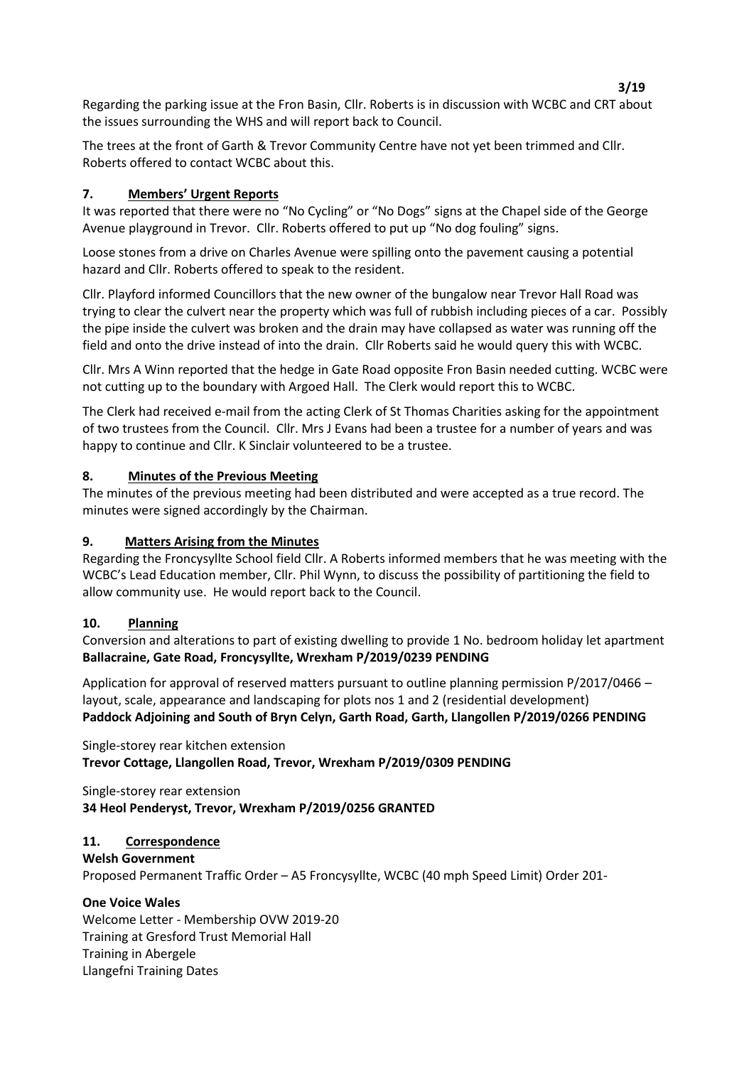Regarding the parking issue at the Fron Basin, Cllr. Roberts is in discussion with WCBC and CRT about the issues surrounding the WHS and will report back to Council.

The trees at the front of Garth & Trevor Community Centre have not yet been trimmed and Cllr. Roberts offered to contact WCBC about this.

## 7. Members' Urgent Reports

It was reported that there were no "No Cycling" or "No Dogs" signs at the Chapel side of the George Avenue playground in Trevor. Cllr. Roberts offered to put up "No dog fouling" signs.

Loose stones from a drive on Charles Avenue were spilling onto the pavement causing a potential hazard and Cllr. Roberts offered to speak to the resident.

Cllr. Playford informed Councillors that the new owner of the bungalow near Trevor Hall Road was trying to clear the culvert near the property which was full of rubbish including pieces of a car. Possibly the pipe inside the culvert was broken and the drain may have collapsed as water was running off the field and onto the drive instead of into the drain. Cllr Roberts said he would query this with WCBC.

Cllr. Mrs A Winn reported that the hedge in Gate Road opposite Fron Basin needed cutting. WCBC were not cutting up to the boundary with Argoed Hall. The Clerk would report this to WCBC.

The Clerk had received e-mail from the acting Clerk of St Thomas Charities asking for the appointment of two trustees from the Council. Cllr. Mrs J Evans had been a trustee for a number of years and was happy to continue and Cllr. K Sinclair volunteered to be a trustee.

## 8. Minutes of the Previous Meeting

The minutes of the previous meeting had been distributed and were accepted as a true record. The minutes were signed accordingly by the Chairman.

## 9. Matters Arising from the Minutes

Regarding the Froncysyllte School field Cllr. A Roberts informed members that he was meeting with the WCBC's Lead Education member, Cllr. Phil Wynn, to discuss the possibility of partitioning the field to allow community use. He would report back to the Council.

## 10. Planning

Conversion and alterations to part of existing dwelling to provide 1 No. bedroom holiday let apartment
**Ballacraine, Gate Road, Froncysyllte, Wrexham P/2019/0239 PENDING**

Application for approval of reserved matters pursuant to outline planning permission P/2017/0466 – layout, scale, appearance and landscaping for plots nos 1 and 2 (residential development)
**Paddock Adjoining and South of Bryn Celyn, Garth Road, Garth, Llangollen P/2019/0266 PENDING**

Single-storey rear kitchen extension
**Trevor Cottage, Llangollen Road, Trevor, Wrexham P/2019/0309 PENDING**

Single-storey rear extension
**34 Heol Penderyst, Trevor, Wrexham P/2019/0256 GRANTED**

## 11. Correspondence

**Welsh Government**

Proposed Permanent Traffic Order – A5 Froncysyllte, WCBC (40 mph Speed Limit) Order 201-

**One Voice Wales**

Welcome Letter - Membership OVW 2019-20
Training at Gresford Trust Memorial Hall
Training in Abergele
Llangefni Training Dates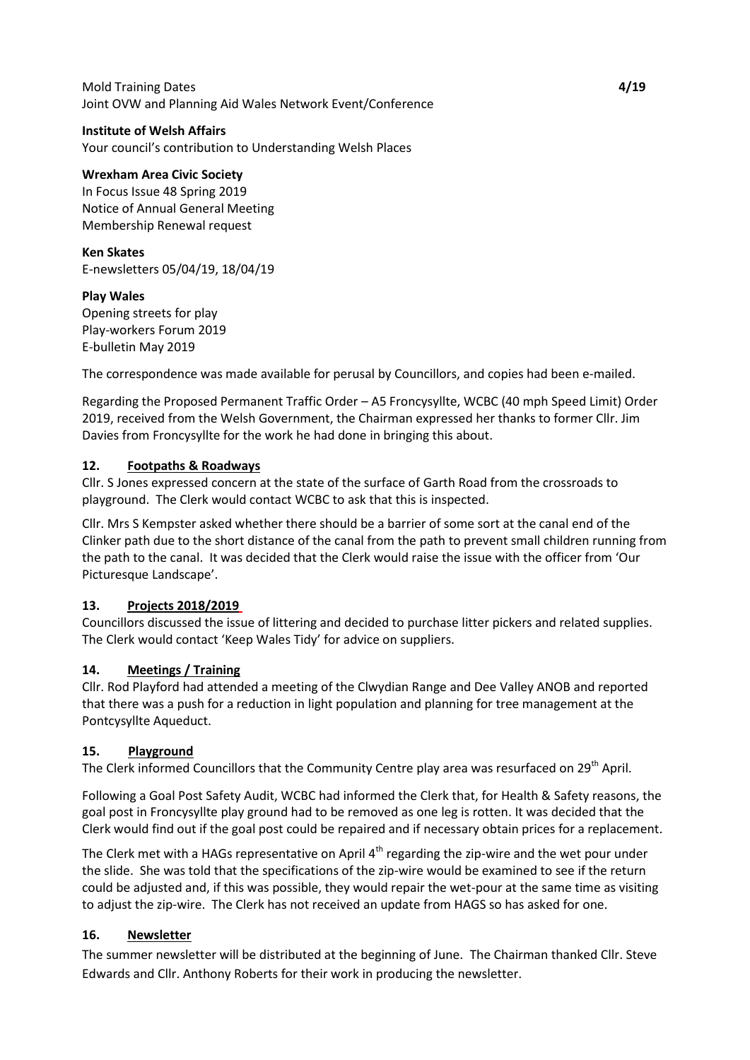Mold Training Dates **4/19**
Joint OVW and Planning Aid Wales Network Event/Conference

**Institute of Welsh Affairs**
Your council's contribution to Understanding Welsh Places

**Wrexham Area Civic Society**
In Focus Issue 48 Spring 2019
Notice of Annual General Meeting
Membership Renewal request

**Ken Skates**
E-newsletters 05/04/19, 18/04/19

**Play Wales**
Opening streets for play
Play-workers Forum 2019
E-bulletin May 2019

The correspondence was made available for perusal by Councillors, and copies had been e-mailed.

Regarding the Proposed Permanent Traffic Order – A5 Froncysyllte, WCBC (40 mph Speed Limit) Order 2019, received from the Welsh Government, the Chairman expressed her thanks to former Cllr. Jim Davies from Froncysyllte for the work he had done in bringing this about.

## 12. Footpaths & Roadways

Cllr. S Jones expressed concern at the state of the surface of Garth Road from the crossroads to playground. The Clerk would contact WCBC to ask that this is inspected.

Cllr. Mrs S Kempster asked whether there should be a barrier of some sort at the canal end of the Clinker path due to the short distance of the canal from the path to prevent small children running from the path to the canal. It was decided that the Clerk would raise the issue with the officer from 'Our Picturesque Landscape'.

## 13. Projects 2018/2019

Councillors discussed the issue of littering and decided to purchase litter pickers and related supplies. The Clerk would contact 'Keep Wales Tidy' for advice on suppliers.

## 14. Meetings / Training

Cllr. Rod Playford had attended a meeting of the Clwydian Range and Dee Valley ANOB and reported that there was a push for a reduction in light population and planning for tree management at the Pontcysyllte Aqueduct.

## 15. Playground

The Clerk informed Councillors that the Community Centre play area was resurfaced on 29th April.

Following a Goal Post Safety Audit, WCBC had informed the Clerk that, for Health & Safety reasons, the goal post in Froncysyllte play ground had to be removed as one leg is rotten. It was decided that the Clerk would find out if the goal post could be repaired and if necessary obtain prices for a replacement.

The Clerk met with a HAGs representative on April 4th regarding the zip-wire and the wet pour under the slide. She was told that the specifications of the zip-wire would be examined to see if the return could be adjusted and, if this was possible, they would repair the wet-pour at the same time as visiting to adjust the zip-wire. The Clerk has not received an update from HAGS so has asked for one.

## 16. Newsletter

The summer newsletter will be distributed at the beginning of June. The Chairman thanked Cllr. Steve Edwards and Cllr. Anthony Roberts for their work in producing the newsletter.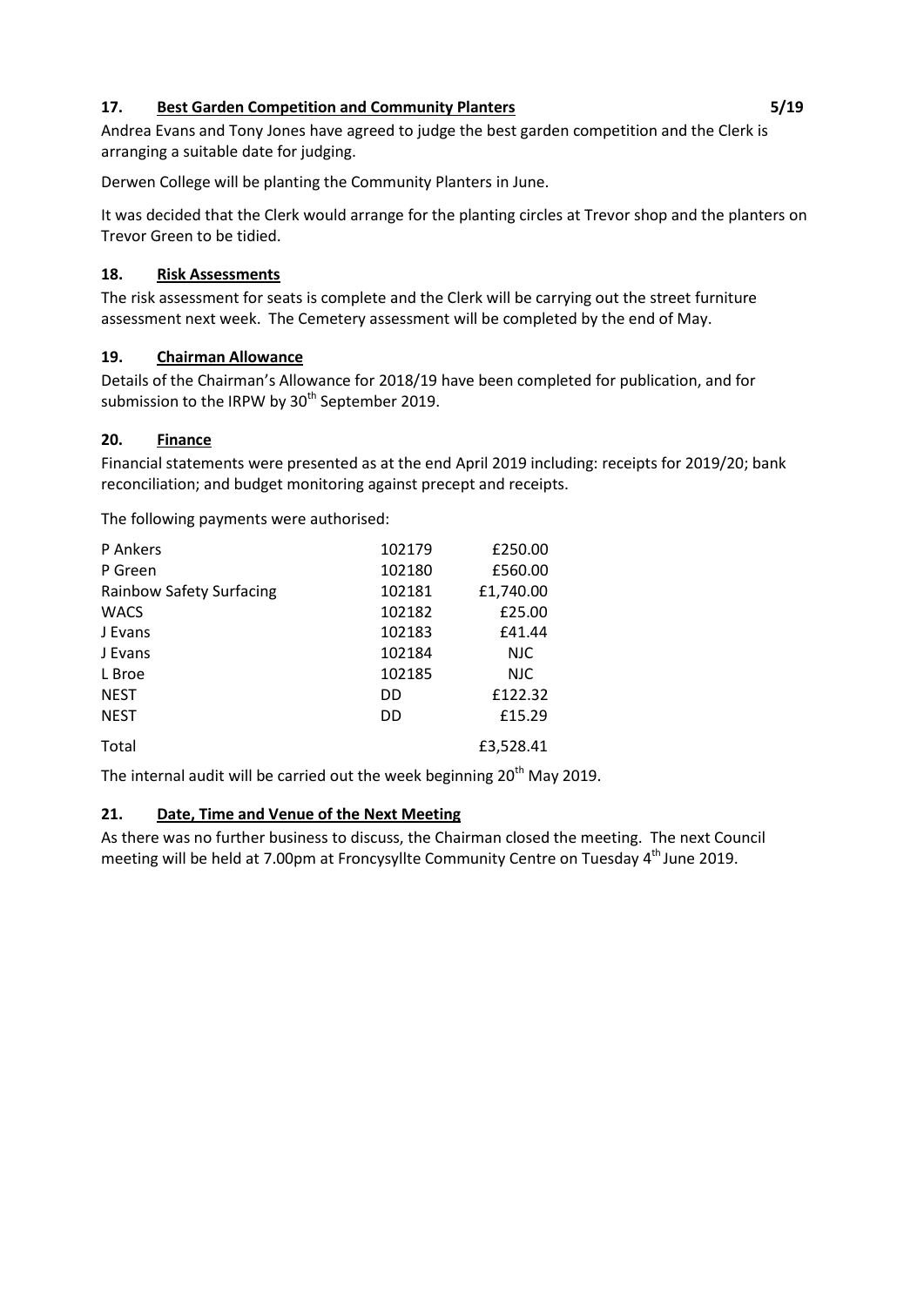## 17. Best Garden Competition and Community Planters

5/19

Andrea Evans and Tony Jones have agreed to judge the best garden competition and the Clerk is arranging a suitable date for judging.

Derwen College will be planting the Community Planters in June.

It was decided that the Clerk would arrange for the planting circles at Trevor shop and the planters on Trevor Green to be tidied.

## 18. Risk Assessments

The risk assessment for seats is complete and the Clerk will be carrying out the street furniture assessment next week. The Cemetery assessment will be completed by the end of May.

## 19. Chairman Allowance

Details of the Chairman's Allowance for 2018/19 have been completed for publication, and for submission to the IRPW by 30th September 2019.

## 20. Finance

Financial statements were presented as at the end April 2019 including: receipts for 2019/20; bank reconciliation; and budget monitoring against precept and receipts.

The following payments were authorised:

| | | |
|---|---|---|
| P Ankers | 102179 | £250.00 |
| P Green | 102180 | £560.00 |
| Rainbow Safety Surfacing | 102181 | £1,740.00 |
| WACS | 102182 | £25.00 |
| J Evans | 102183 | £41.44 |
| J Evans | 102184 | NJC |
| L Broe | 102185 | NJC |
| NEST | DD | £122.32 |
| NEST | DD | £15.29 |
| Total | | £3,528.41 |

The internal audit will be carried out the week beginning 20th May 2019.

## 21. Date, Time and Venue of the Next Meeting

As there was no further business to discuss, the Chairman closed the meeting. The next Council meeting will be held at 7.00pm at Froncysyllte Community Centre on Tuesday 4th June 2019.